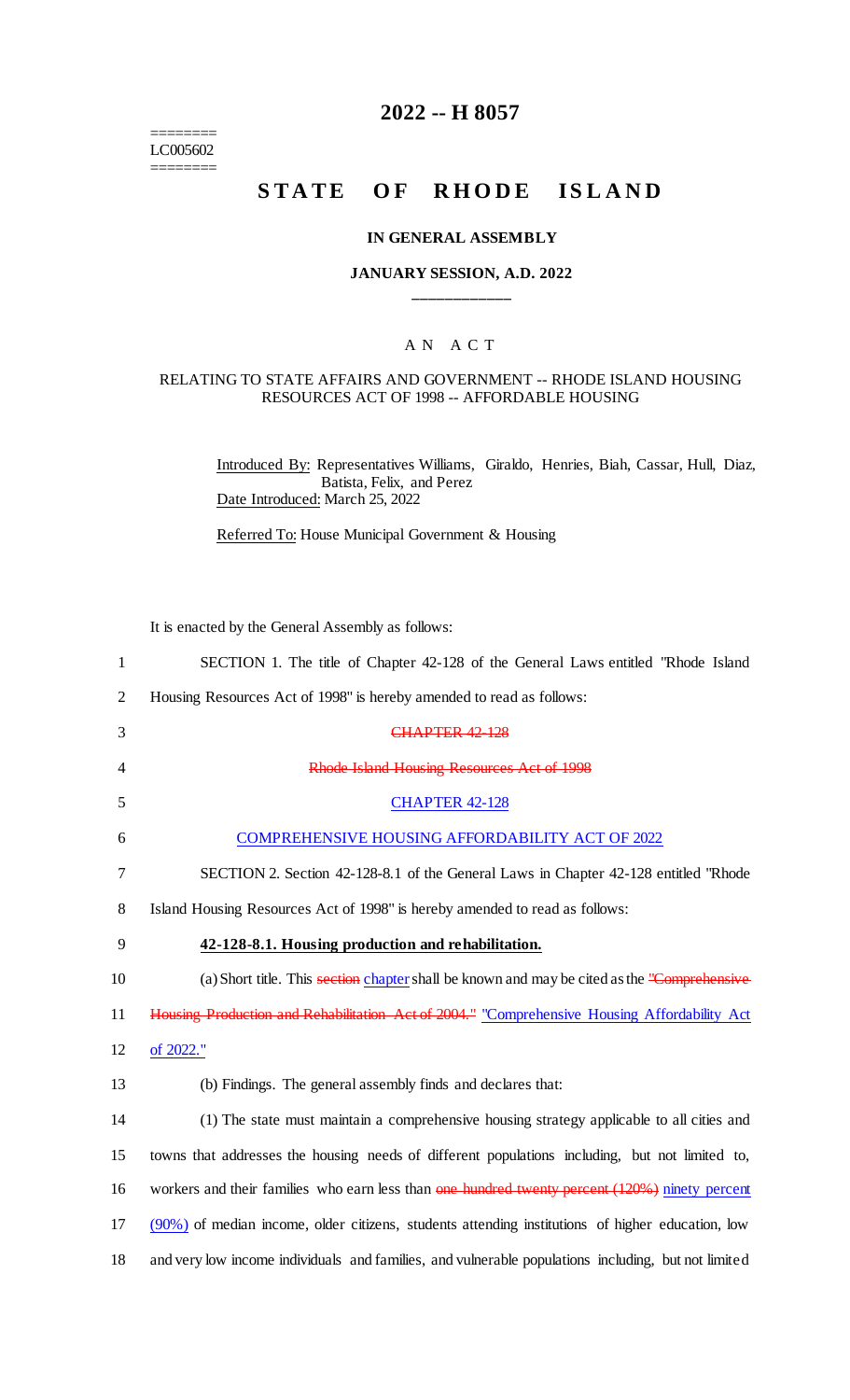# 2022 -- H 8057

========
LC005602
========

## STATE OF RHODE ISLAND

### IN GENERAL ASSEMBLY

### JANUARY SESSION, A.D. 2022

____________

A N A C T

RELATING TO STATE AFFAIRS AND GOVERNMENT -- RHODE ISLAND HOUSING RESOURCES ACT OF 1998 -- AFFORDABLE HOUSING

Introduced By: Representatives Williams, Giraldo, Henries, Biah, Cassar, Hull, Diaz, Batista, Felix, and Perez

Date Introduced: March 25, 2022

Referred To: House Municipal Government & Housing

It is enacted by the General Assembly as follows:

1 SECTION 1. The title of Chapter 42-128 of the General Laws entitled "Rhode Island
2 Housing Resources Act of 1998" is hereby amended to read as follows:

3 ~~CHAPTER 42-128~~

4 ~~Rhode Island Housing Resources Act of 1998~~

5 CHAPTER 42-128

6 COMPREHENSIVE HOUSING AFFORDABILITY ACT OF 2022

7 SECTION 2. Section 42-128-8.1 of the General Laws in Chapter 42-128 entitled "Rhode
8 Island Housing Resources Act of 1998" is hereby amended to read as follows:

9 **42-128-8.1. Housing production and rehabilitation.**

10 (a) Short title. This ~~section~~ chapter shall be known and may be cited as the ~~"Comprehensive~~
11 ~~Housing Production and Rehabilitation Act of 2004."~~ "Comprehensive Housing Affordability Act
12 of 2022."

13 (b) Findings. The general assembly finds and declares that:

14 (1) The state must maintain a comprehensive housing strategy applicable to all cities and
15 towns that addresses the housing needs of different populations including, but not limited to,
16 workers and their families who earn less than ~~one hundred twenty percent (120%)~~ ninety percent
17 (90%) of median income, older citizens, students attending institutions of higher education, low
18 and very low income individuals and families, and vulnerable populations including, but not limited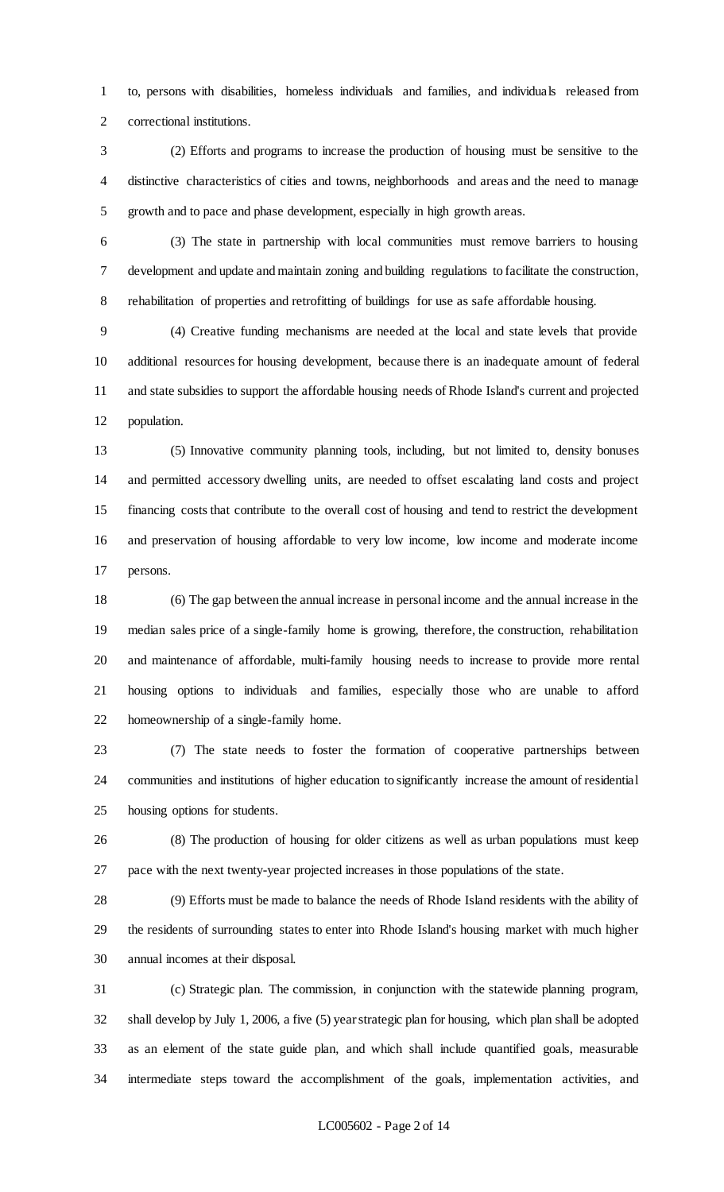to, persons with disabilities, homeless individuals and families, and individuals released from correctional institutions.

(2) Efforts and programs to increase the production of housing must be sensitive to the distinctive characteristics of cities and towns, neighborhoods and areas and the need to manage growth and to pace and phase development, especially in high growth areas.

(3) The state in partnership with local communities must remove barriers to housing development and update and maintain zoning and building regulations to facilitate the construction, rehabilitation of properties and retrofitting of buildings for use as safe affordable housing.

(4) Creative funding mechanisms are needed at the local and state levels that provide additional resources for housing development, because there is an inadequate amount of federal and state subsidies to support the affordable housing needs of Rhode Island's current and projected population.

(5) Innovative community planning tools, including, but not limited to, density bonuses and permitted accessory dwelling units, are needed to offset escalating land costs and project financing costs that contribute to the overall cost of housing and tend to restrict the development and preservation of housing affordable to very low income, low income and moderate income persons.

(6) The gap between the annual increase in personal income and the annual increase in the median sales price of a single-family home is growing, therefore, the construction, rehabilitation and maintenance of affordable, multi-family housing needs to increase to provide more rental housing options to individuals and families, especially those who are unable to afford homeownership of a single-family home.

(7) The state needs to foster the formation of cooperative partnerships between communities and institutions of higher education to significantly increase the amount of residential housing options for students.

(8) The production of housing for older citizens as well as urban populations must keep pace with the next twenty-year projected increases in those populations of the state.

(9) Efforts must be made to balance the needs of Rhode Island residents with the ability of the residents of surrounding states to enter into Rhode Island's housing market with much higher annual incomes at their disposal.

(c) Strategic plan. The commission, in conjunction with the statewide planning program, shall develop by July 1, 2006, a five (5) year strategic plan for housing, which plan shall be adopted as an element of the state guide plan, and which shall include quantified goals, measurable intermediate steps toward the accomplishment of the goals, implementation activities, and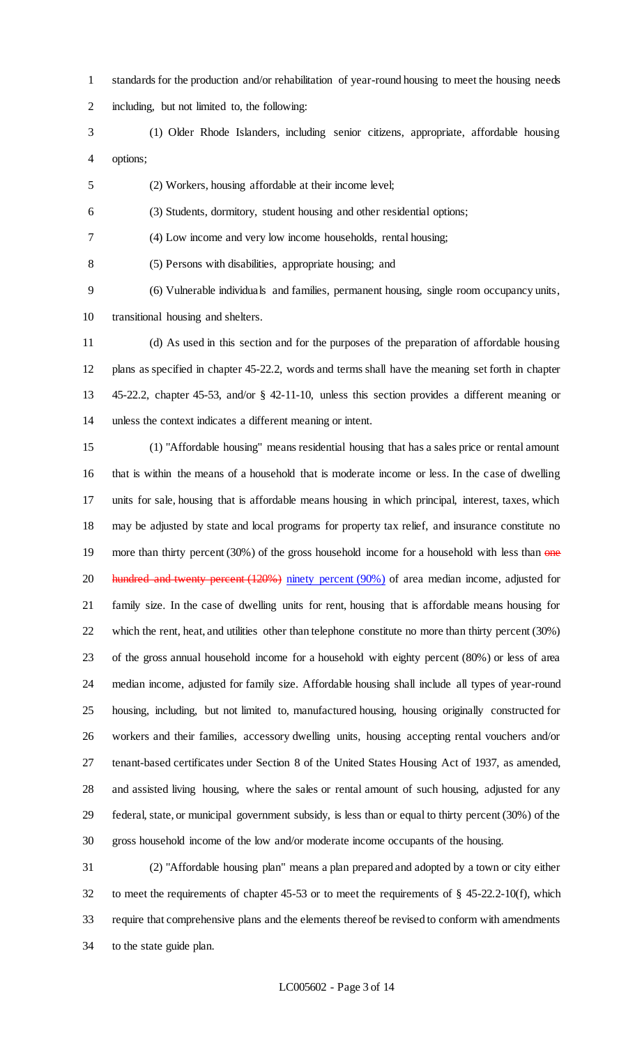standards for the production and/or rehabilitation of year-round housing to meet the housing needs including, but not limited to, the following:

(1) Older Rhode Islanders, including senior citizens, appropriate, affordable housing options;

(2) Workers, housing affordable at their income level;

(3) Students, dormitory, student housing and other residential options;

(4) Low income and very low income households, rental housing;

(5) Persons with disabilities, appropriate housing; and

(6) Vulnerable individuals and families, permanent housing, single room occupancy units, transitional housing and shelters.

(d) As used in this section and for the purposes of the preparation of affordable housing plans as specified in chapter 45-22.2, words and terms shall have the meaning set forth in chapter 45-22.2, chapter 45-53, and/or § 42-11-10, unless this section provides a different meaning or unless the context indicates a different meaning or intent.

(1) "Affordable housing" means residential housing that has a sales price or rental amount that is within the means of a household that is moderate income or less. In the case of dwelling units for sale, housing that is affordable means housing in which principal, interest, taxes, which may be adjusted by state and local programs for property tax relief, and insurance constitute no more than thirty percent (30%) of the gross household income for a household with less than ~~one hundred and twenty percent (120%)~~ ninety percent (90%) of area median income, adjusted for family size. In the case of dwelling units for rent, housing that is affordable means housing for which the rent, heat, and utilities other than telephone constitute no more than thirty percent (30%) of the gross annual household income for a household with eighty percent (80%) or less of area median income, adjusted for family size. Affordable housing shall include all types of year-round housing, including, but not limited to, manufactured housing, housing originally constructed for workers and their families, accessory dwelling units, housing accepting rental vouchers and/or tenant-based certificates under Section 8 of the United States Housing Act of 1937, as amended, and assisted living housing, where the sales or rental amount of such housing, adjusted for any federal, state, or municipal government subsidy, is less than or equal to thirty percent (30%) of the gross household income of the low and/or moderate income occupants of the housing.

(2) "Affordable housing plan" means a plan prepared and adopted by a town or city either to meet the requirements of chapter 45-53 or to meet the requirements of § 45-22.2-10(f), which require that comprehensive plans and the elements thereof be revised to conform with amendments to the state guide plan.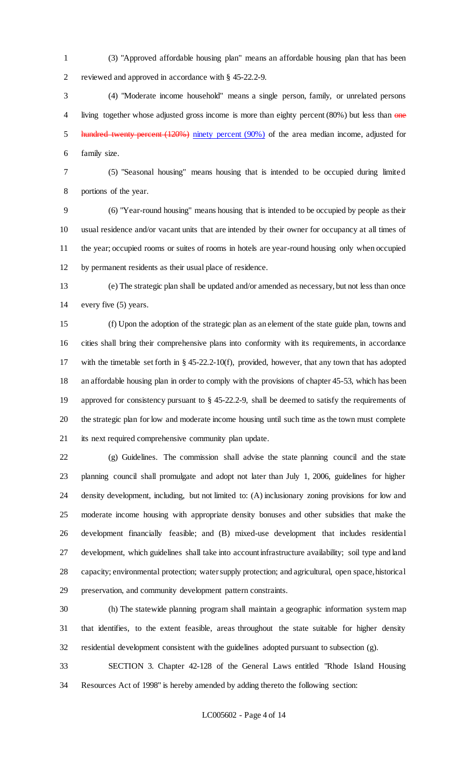(3) "Approved affordable housing plan" means an affordable housing plan that has been reviewed and approved in accordance with § 45-22.2-9.

(4) "Moderate income household" means a single person, family, or unrelated persons living together whose adjusted gross income is more than eighty percent (80%) but less than ~~one hundred twenty percent (120%)~~ ninety percent (90%) of the area median income, adjusted for family size.

(5) "Seasonal housing" means housing that is intended to be occupied during limited portions of the year.

(6) "Year-round housing" means housing that is intended to be occupied by people as their usual residence and/or vacant units that are intended by their owner for occupancy at all times of the year; occupied rooms or suites of rooms in hotels are year-round housing only when occupied by permanent residents as their usual place of residence.

(e) The strategic plan shall be updated and/or amended as necessary, but not less than once every five (5) years.

(f) Upon the adoption of the strategic plan as an element of the state guide plan, towns and cities shall bring their comprehensive plans into conformity with its requirements, in accordance with the timetable set forth in § 45-22.2-10(f), provided, however, that any town that has adopted an affordable housing plan in order to comply with the provisions of chapter 45-53, which has been approved for consistency pursuant to § 45-22.2-9, shall be deemed to satisfy the requirements of the strategic plan for low and moderate income housing until such time as the town must complete its next required comprehensive community plan update.

(g) Guidelines. The commission shall advise the state planning council and the state planning council shall promulgate and adopt not later than July 1, 2006, guidelines for higher density development, including, but not limited to: (A) inclusionary zoning provisions for low and moderate income housing with appropriate density bonuses and other subsidies that make the development financially feasible; and (B) mixed-use development that includes residential development, which guidelines shall take into account infrastructure availability; soil type and land capacity; environmental protection; water supply protection; and agricultural, open space, historical preservation, and community development pattern constraints.

(h) The statewide planning program shall maintain a geographic information system map that identifies, to the extent feasible, areas throughout the state suitable for higher density residential development consistent with the guidelines adopted pursuant to subsection (g).

SECTION 3. Chapter 42-128 of the General Laws entitled "Rhode Island Housing Resources Act of 1998" is hereby amended by adding thereto the following section: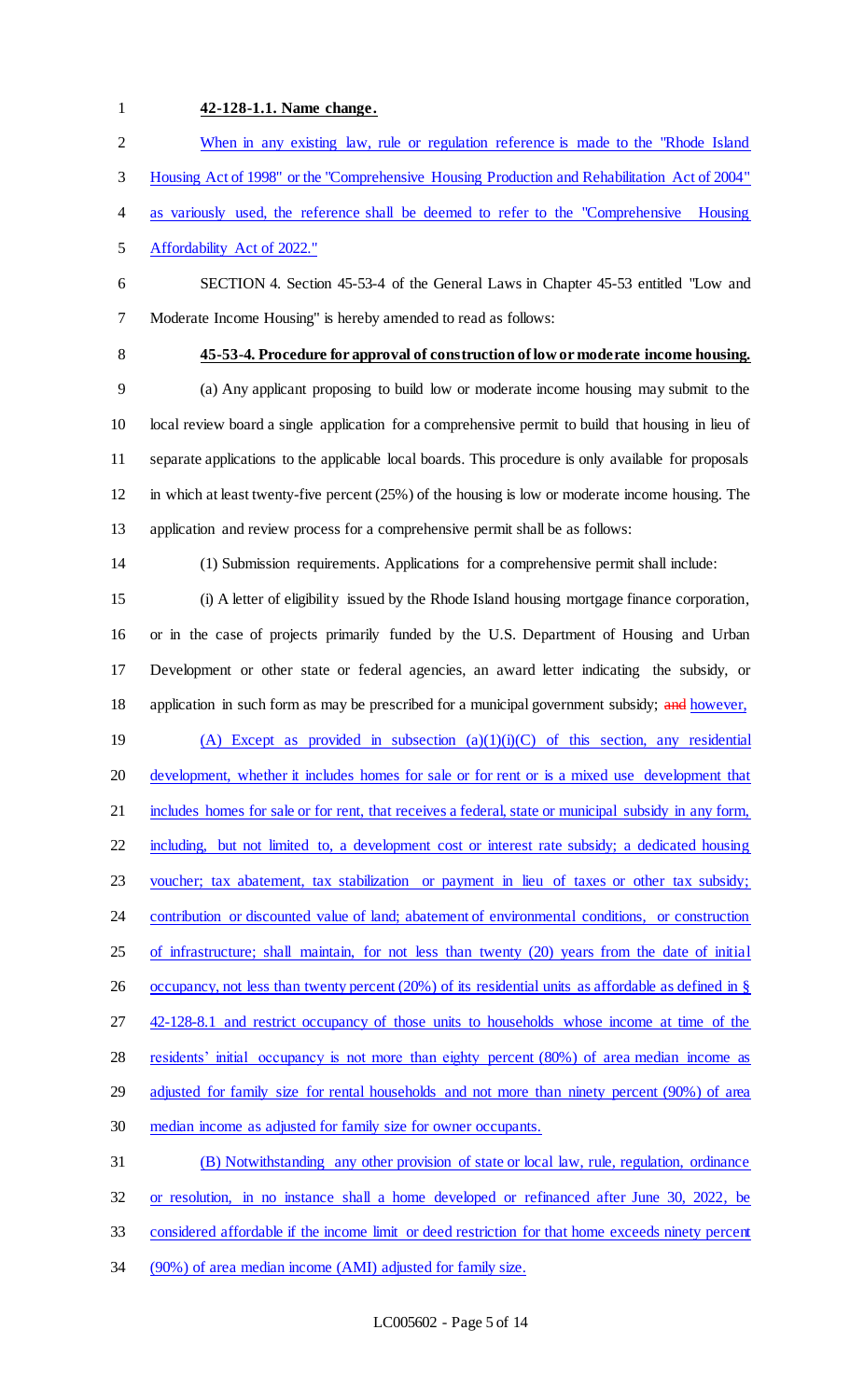**42-128-1.1. Name change.**

When in any existing law, rule or regulation reference is made to the "Rhode Island Housing Act of 1998" or the "Comprehensive Housing Production and Rehabilitation Act of 2004" as variously used, the reference shall be deemed to refer to the "Comprehensive Housing Affordability Act of 2022."

SECTION 4. Section 45-53-4 of the General Laws in Chapter 45-53 entitled "Low and Moderate Income Housing" is hereby amended to read as follows:

**45-53-4. Procedure for approval of construction of low or moderate income housing.**

(a) Any applicant proposing to build low or moderate income housing may submit to the local review board a single application for a comprehensive permit to build that housing in lieu of separate applications to the applicable local boards. This procedure is only available for proposals in which at least twenty-five percent (25%) of the housing is low or moderate income housing. The application and review process for a comprehensive permit shall be as follows:

(1) Submission requirements. Applications for a comprehensive permit shall include:

(i) A letter of eligibility issued by the Rhode Island housing mortgage finance corporation, or in the case of projects primarily funded by the U.S. Department of Housing and Urban Development or other state or federal agencies, an award letter indicating the subsidy, or application in such form as may be prescribed for a municipal government subsidy; ~~and~~ however,

(A) Except as provided in subsection (a)(1)(i)(C) of this section, any residential development, whether it includes homes for sale or for rent or is a mixed use development that includes homes for sale or for rent, that receives a federal, state or municipal subsidy in any form, including, but not limited to, a development cost or interest rate subsidy; a dedicated housing voucher; tax abatement, tax stabilization or payment in lieu of taxes or other tax subsidy; contribution or discounted value of land; abatement of environmental conditions, or construction of infrastructure; shall maintain, for not less than twenty (20) years from the date of initial occupancy, not less than twenty percent (20%) of its residential units as affordable as defined in § 42-128-8.1 and restrict occupancy of those units to households whose income at time of the residents' initial occupancy is not more than eighty percent (80%) of area median income as adjusted for family size for rental households and not more than ninety percent (90%) of area median income as adjusted for family size for owner occupants.

(B) Notwithstanding any other provision of state or local law, rule, regulation, ordinance or resolution, in no instance shall a home developed or refinanced after June 30, 2022, be considered affordable if the income limit or deed restriction for that home exceeds ninety percent (90%) of area median income (AMI) adjusted for family size.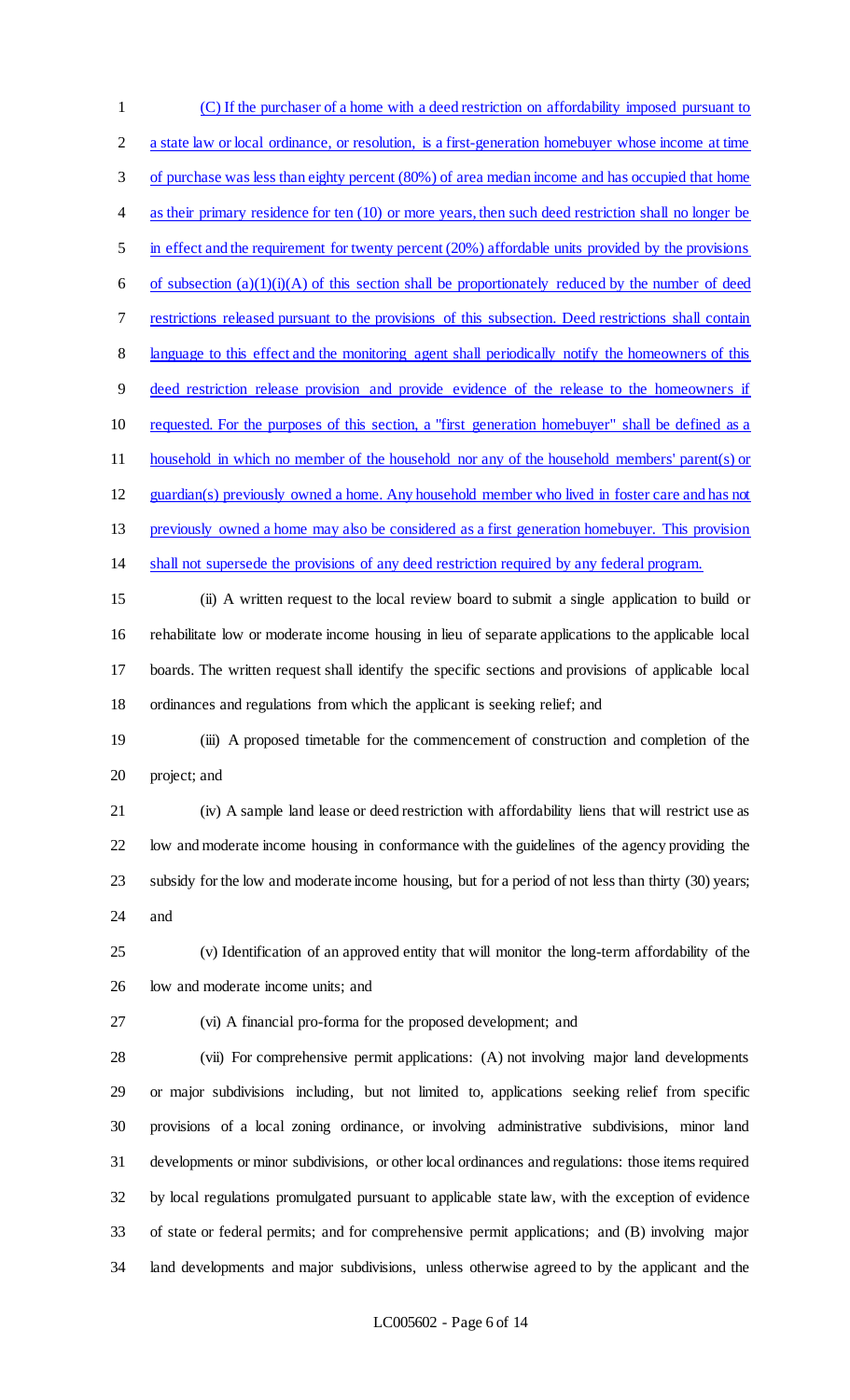(C) If the purchaser of a home with a deed restriction on affordability imposed pursuant to a state law or local ordinance, or resolution, is a first-generation homebuyer whose income at time of purchase was less than eighty percent (80%) of area median income and has occupied that home as their primary residence for ten (10) or more years, then such deed restriction shall no longer be in effect and the requirement for twenty percent (20%) affordable units provided by the provisions of subsection (a)(1)(i)(A) of this section shall be proportionately reduced by the number of deed restrictions released pursuant to the provisions of this subsection. Deed restrictions shall contain language to this effect and the monitoring agent shall periodically notify the homeowners of this deed restriction release provision and provide evidence of the release to the homeowners if requested. For the purposes of this section, a "first generation homebuyer" shall be defined as a household in which no member of the household nor any of the household members' parent(s) or guardian(s) previously owned a home. Any household member who lived in foster care and has not previously owned a home may also be considered as a first generation homebuyer. This provision shall not supersede the provisions of any deed restriction required by any federal program.

(ii) A written request to the local review board to submit a single application to build or rehabilitate low or moderate income housing in lieu of separate applications to the applicable local boards. The written request shall identify the specific sections and provisions of applicable local ordinances and regulations from which the applicant is seeking relief; and

(iii) A proposed timetable for the commencement of construction and completion of the project; and

(iv) A sample land lease or deed restriction with affordability liens that will restrict use as low and moderate income housing in conformance with the guidelines of the agency providing the subsidy for the low and moderate income housing, but for a period of not less than thirty (30) years; and

(v) Identification of an approved entity that will monitor the long-term affordability of the low and moderate income units; and

(vi) A financial pro-forma for the proposed development; and

(vii) For comprehensive permit applications: (A) not involving major land developments or major subdivisions including, but not limited to, applications seeking relief from specific provisions of a local zoning ordinance, or involving administrative subdivisions, minor land developments or minor subdivisions, or other local ordinances and regulations: those items required by local regulations promulgated pursuant to applicable state law, with the exception of evidence of state or federal permits; and for comprehensive permit applications; and (B) involving major land developments and major subdivisions, unless otherwise agreed to by the applicant and the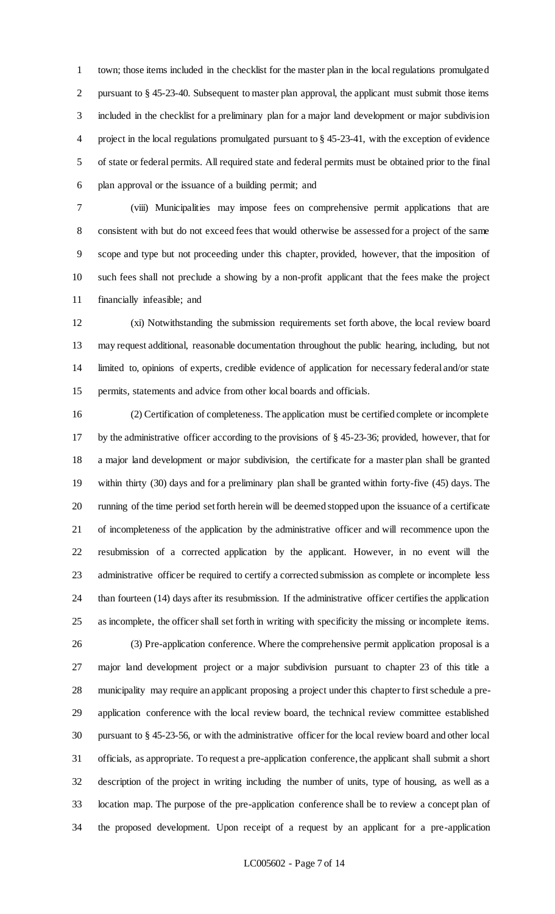town; those items included in the checklist for the master plan in the local regulations promulgated pursuant to § 45-23-40. Subsequent to master plan approval, the applicant must submit those items included in the checklist for a preliminary plan for a major land development or major subdivision project in the local regulations promulgated pursuant to § 45-23-41, with the exception of evidence of state or federal permits. All required state and federal permits must be obtained prior to the final plan approval or the issuance of a building permit; and

(viii) Municipalities may impose fees on comprehensive permit applications that are consistent with but do not exceed fees that would otherwise be assessed for a project of the same scope and type but not proceeding under this chapter, provided, however, that the imposition of such fees shall not preclude a showing by a non-profit applicant that the fees make the project financially infeasible; and

(xi) Notwithstanding the submission requirements set forth above, the local review board may request additional, reasonable documentation throughout the public hearing, including, but not limited to, opinions of experts, credible evidence of application for necessary federal and/or state permits, statements and advice from other local boards and officials.

(2) Certification of completeness. The application must be certified complete or incomplete by the administrative officer according to the provisions of § 45-23-36; provided, however, that for a major land development or major subdivision, the certificate for a master plan shall be granted within thirty (30) days and for a preliminary plan shall be granted within forty-five (45) days. The running of the time period set forth herein will be deemed stopped upon the issuance of a certificate of incompleteness of the application by the administrative officer and will recommence upon the resubmission of a corrected application by the applicant. However, in no event will the administrative officer be required to certify a corrected submission as complete or incomplete less than fourteen (14) days after its resubmission. If the administrative officer certifies the application as incomplete, the officer shall set forth in writing with specificity the missing or incomplete items.

(3) Pre-application conference. Where the comprehensive permit application proposal is a major land development project or a major subdivision pursuant to chapter 23 of this title a municipality may require an applicant proposing a project under this chapter to first schedule a pre-application conference with the local review board, the technical review committee established pursuant to § 45-23-56, or with the administrative officer for the local review board and other local officials, as appropriate. To request a pre-application conference, the applicant shall submit a short description of the project in writing including the number of units, type of housing, as well as a location map. The purpose of the pre-application conference shall be to review a concept plan of the proposed development. Upon receipt of a request by an applicant for a pre-application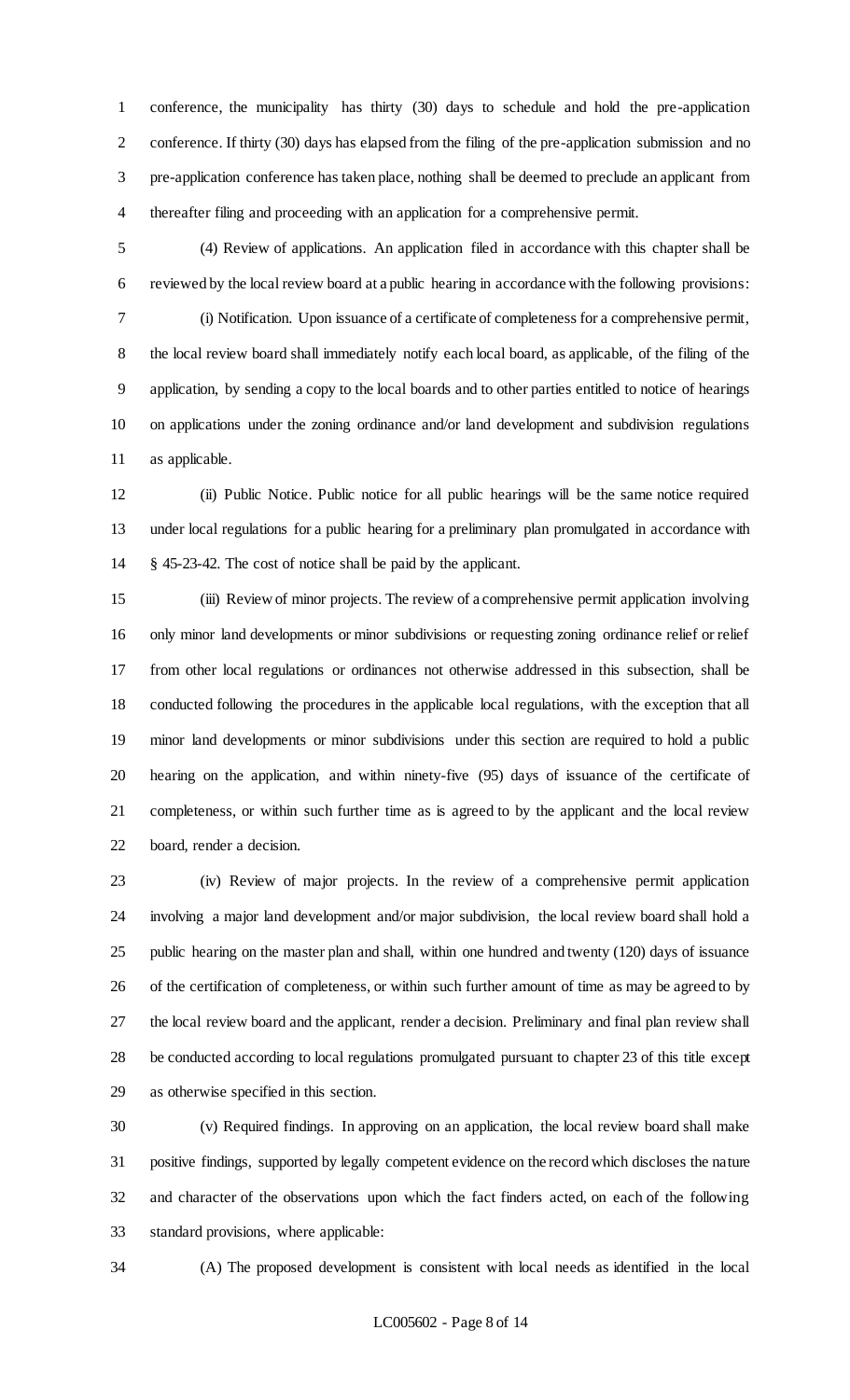conference, the municipality has thirty (30) days to schedule and hold the pre-application conference. If thirty (30) days has elapsed from the filing of the pre-application submission and no pre-application conference has taken place, nothing shall be deemed to preclude an applicant from thereafter filing and proceeding with an application for a comprehensive permit.

(4) Review of applications. An application filed in accordance with this chapter shall be reviewed by the local review board at a public hearing in accordance with the following provisions:

(i) Notification. Upon issuance of a certificate of completeness for a comprehensive permit, the local review board shall immediately notify each local board, as applicable, of the filing of the application, by sending a copy to the local boards and to other parties entitled to notice of hearings on applications under the zoning ordinance and/or land development and subdivision regulations as applicable.

(ii) Public Notice. Public notice for all public hearings will be the same notice required under local regulations for a public hearing for a preliminary plan promulgated in accordance with § 45-23-42. The cost of notice shall be paid by the applicant.

(iii) Review of minor projects. The review of a comprehensive permit application involving only minor land developments or minor subdivisions or requesting zoning ordinance relief or relief from other local regulations or ordinances not otherwise addressed in this subsection, shall be conducted following the procedures in the applicable local regulations, with the exception that all minor land developments or minor subdivisions under this section are required to hold a public hearing on the application, and within ninety-five (95) days of issuance of the certificate of completeness, or within such further time as is agreed to by the applicant and the local review board, render a decision.

(iv) Review of major projects. In the review of a comprehensive permit application involving a major land development and/or major subdivision, the local review board shall hold a public hearing on the master plan and shall, within one hundred and twenty (120) days of issuance of the certification of completeness, or within such further amount of time as may be agreed to by the local review board and the applicant, render a decision. Preliminary and final plan review shall be conducted according to local regulations promulgated pursuant to chapter 23 of this title except as otherwise specified in this section.

(v) Required findings. In approving on an application, the local review board shall make positive findings, supported by legally competent evidence on the record which discloses the nature and character of the observations upon which the fact finders acted, on each of the following standard provisions, where applicable:

(A) The proposed development is consistent with local needs as identified in the local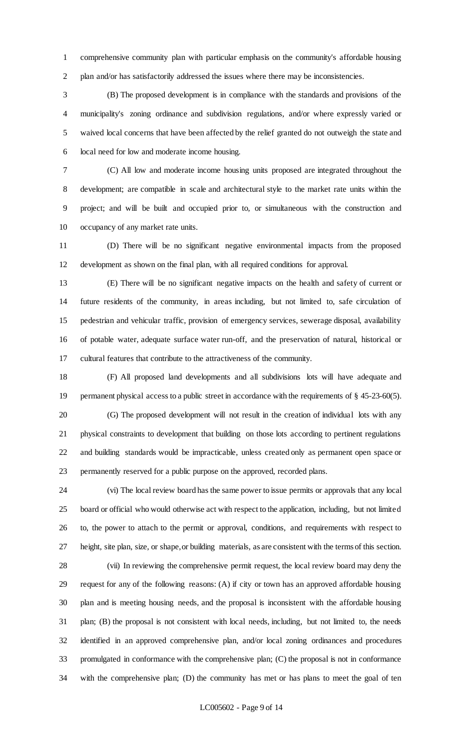comprehensive community plan with particular emphasis on the community's affordable housing plan and/or has satisfactorily addressed the issues where there may be inconsistencies.

(B) The proposed development is in compliance with the standards and provisions of the municipality's zoning ordinance and subdivision regulations, and/or where expressly varied or waived local concerns that have been affected by the relief granted do not outweigh the state and local need for low and moderate income housing.

(C) All low and moderate income housing units proposed are integrated throughout the development; are compatible in scale and architectural style to the market rate units within the project; and will be built and occupied prior to, or simultaneous with the construction and occupancy of any market rate units.

(D) There will be no significant negative environmental impacts from the proposed development as shown on the final plan, with all required conditions for approval.

(E) There will be no significant negative impacts on the health and safety of current or future residents of the community, in areas including, but not limited to, safe circulation of pedestrian and vehicular traffic, provision of emergency services, sewerage disposal, availability of potable water, adequate surface water run-off, and the preservation of natural, historical or cultural features that contribute to the attractiveness of the community.

(F) All proposed land developments and all subdivisions lots will have adequate and permanent physical access to a public street in accordance with the requirements of § 45-23-60(5).

(G) The proposed development will not result in the creation of individual lots with any physical constraints to development that building on those lots according to pertinent regulations and building standards would be impracticable, unless created only as permanent open space or permanently reserved for a public purpose on the approved, recorded plans.

(vi) The local review board has the same power to issue permits or approvals that any local board or official who would otherwise act with respect to the application, including, but not limited to, the power to attach to the permit or approval, conditions, and requirements with respect to height, site plan, size, or shape, or building materials, as are consistent with the terms of this section.

(vii) In reviewing the comprehensive permit request, the local review board may deny the request for any of the following reasons: (A) if city or town has an approved affordable housing plan and is meeting housing needs, and the proposal is inconsistent with the affordable housing plan; (B) the proposal is not consistent with local needs, including, but not limited to, the needs identified in an approved comprehensive plan, and/or local zoning ordinances and procedures promulgated in conformance with the comprehensive plan; (C) the proposal is not in conformance with the comprehensive plan; (D) the community has met or has plans to meet the goal of ten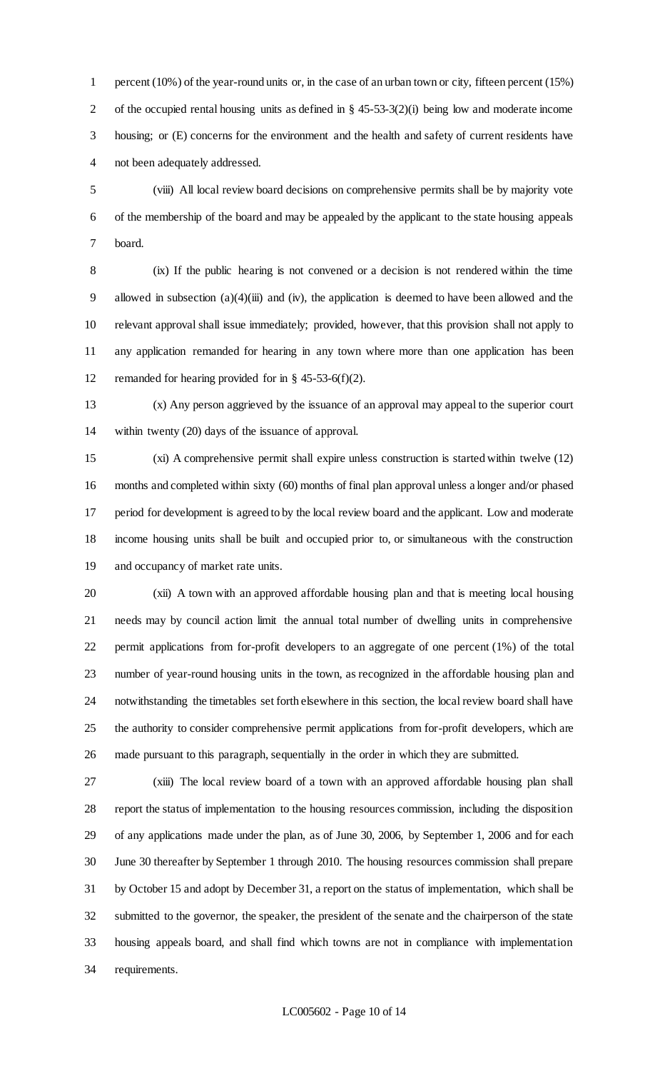percent (10%) of the year-round units or, in the case of an urban town or city, fifteen percent (15%) of the occupied rental housing units as defined in § 45-53-3(2)(i) being low and moderate income housing; or (E) concerns for the environment and the health and safety of current residents have not been adequately addressed.

(viii) All local review board decisions on comprehensive permits shall be by majority vote of the membership of the board and may be appealed by the applicant to the state housing appeals board.

(ix) If the public hearing is not convened or a decision is not rendered within the time allowed in subsection (a)(4)(iii) and (iv), the application is deemed to have been allowed and the relevant approval shall issue immediately; provided, however, that this provision shall not apply to any application remanded for hearing in any town where more than one application has been remanded for hearing provided for in § 45-53-6(f)(2).

(x) Any person aggrieved by the issuance of an approval may appeal to the superior court within twenty (20) days of the issuance of approval.

(xi) A comprehensive permit shall expire unless construction is started within twelve (12) months and completed within sixty (60) months of final plan approval unless a longer and/or phased period for development is agreed to by the local review board and the applicant. Low and moderate income housing units shall be built and occupied prior to, or simultaneous with the construction and occupancy of market rate units.

(xii) A town with an approved affordable housing plan and that is meeting local housing needs may by council action limit the annual total number of dwelling units in comprehensive permit applications from for-profit developers to an aggregate of one percent (1%) of the total number of year-round housing units in the town, as recognized in the affordable housing plan and notwithstanding the timetables set forth elsewhere in this section, the local review board shall have the authority to consider comprehensive permit applications from for-profit developers, which are made pursuant to this paragraph, sequentially in the order in which they are submitted.

(xiii) The local review board of a town with an approved affordable housing plan shall report the status of implementation to the housing resources commission, including the disposition of any applications made under the plan, as of June 30, 2006, by September 1, 2006 and for each June 30 thereafter by September 1 through 2010. The housing resources commission shall prepare by October 15 and adopt by December 31, a report on the status of implementation, which shall be submitted to the governor, the speaker, the president of the senate and the chairperson of the state housing appeals board, and shall find which towns are not in compliance with implementation requirements.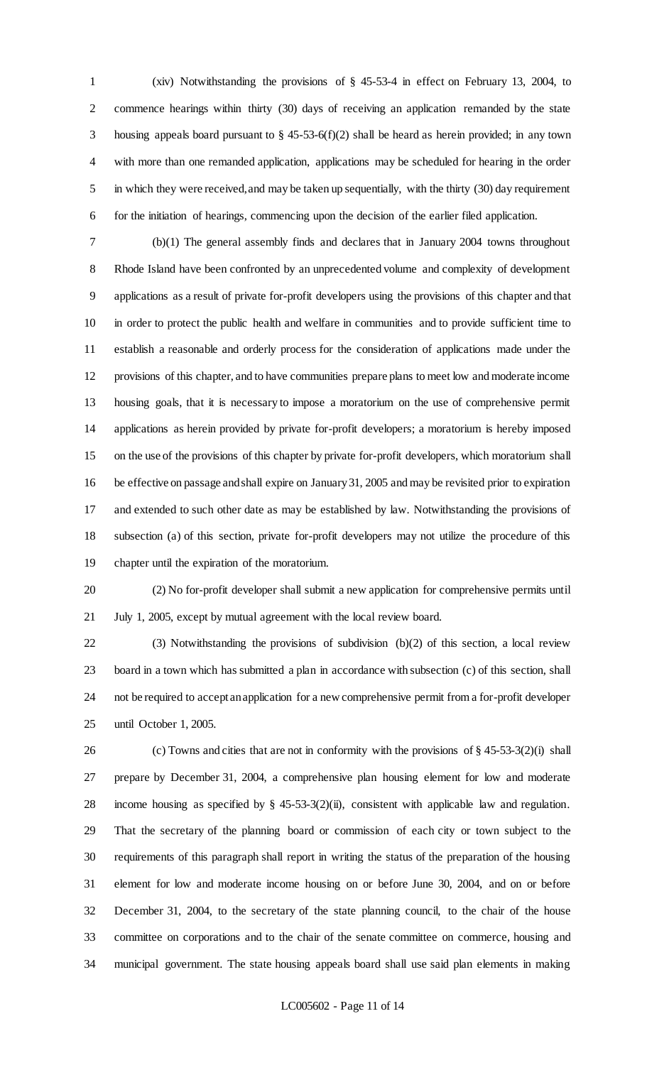(xiv) Notwithstanding the provisions of § 45-53-4 in effect on February 13, 2004, to commence hearings within thirty (30) days of receiving an application remanded by the state housing appeals board pursuant to § 45-53-6(f)(2) shall be heard as herein provided; in any town with more than one remanded application, applications may be scheduled for hearing in the order in which they were received, and may be taken up sequentially, with the thirty (30) day requirement for the initiation of hearings, commencing upon the decision of the earlier filed application.

(b)(1) The general assembly finds and declares that in January 2004 towns throughout Rhode Island have been confronted by an unprecedented volume and complexity of development applications as a result of private for-profit developers using the provisions of this chapter and that in order to protect the public health and welfare in communities and to provide sufficient time to establish a reasonable and orderly process for the consideration of applications made under the provisions of this chapter, and to have communities prepare plans to meet low and moderate income housing goals, that it is necessary to impose a moratorium on the use of comprehensive permit applications as herein provided by private for-profit developers; a moratorium is hereby imposed on the use of the provisions of this chapter by private for-profit developers, which moratorium shall be effective on passage and shall expire on January 31, 2005 and may be revisited prior to expiration and extended to such other date as may be established by law. Notwithstanding the provisions of subsection (a) of this section, private for-profit developers may not utilize the procedure of this chapter until the expiration of the moratorium.

(2) No for-profit developer shall submit a new application for comprehensive permits until July 1, 2005, except by mutual agreement with the local review board.

(3) Notwithstanding the provisions of subdivision (b)(2) of this section, a local review board in a town which has submitted a plan in accordance with subsection (c) of this section, shall not be required to accept an application for a new comprehensive permit from a for-profit developer until October 1, 2005.

(c) Towns and cities that are not in conformity with the provisions of § 45-53-3(2)(i) shall prepare by December 31, 2004, a comprehensive plan housing element for low and moderate income housing as specified by § 45-53-3(2)(ii), consistent with applicable law and regulation. That the secretary of the planning board or commission of each city or town subject to the requirements of this paragraph shall report in writing the status of the preparation of the housing element for low and moderate income housing on or before June 30, 2004, and on or before December 31, 2004, to the secretary of the state planning council, to the chair of the house committee on corporations and to the chair of the senate committee on commerce, housing and municipal government. The state housing appeals board shall use said plan elements in making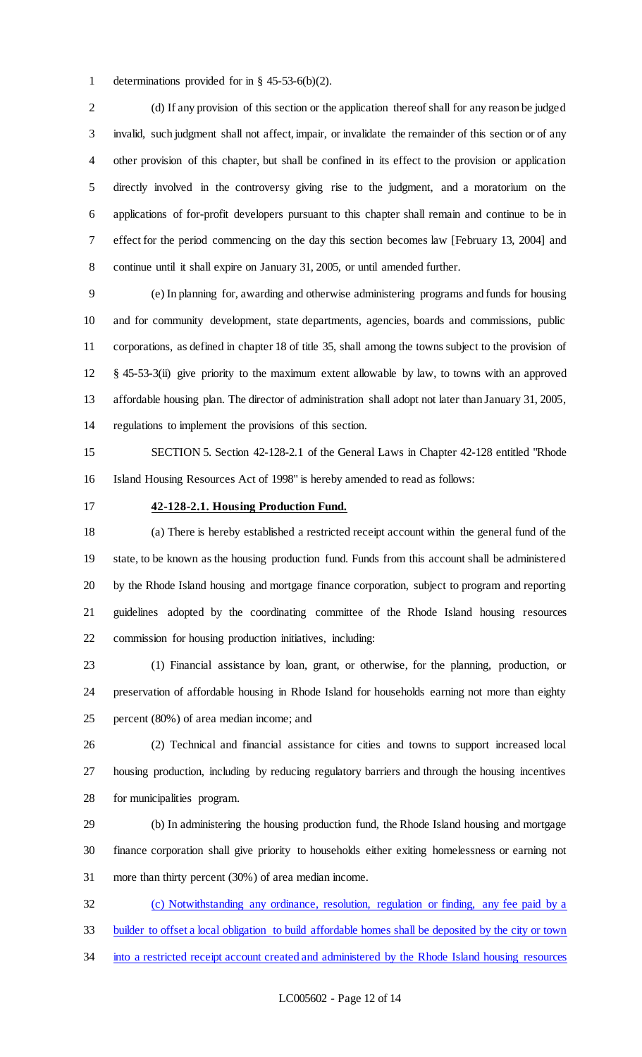determinations provided for in § 45-53-6(b)(2).

(d) If any provision of this section or the application thereof shall for any reason be judged invalid, such judgment shall not affect, impair, or invalidate the remainder of this section or of any other provision of this chapter, but shall be confined in its effect to the provision or application directly involved in the controversy giving rise to the judgment, and a moratorium on the applications of for-profit developers pursuant to this chapter shall remain and continue to be in effect for the period commencing on the day this section becomes law [February 13, 2004] and continue until it shall expire on January 31, 2005, or until amended further.

(e) In planning for, awarding and otherwise administering programs and funds for housing and for community development, state departments, agencies, boards and commissions, public corporations, as defined in chapter 18 of title 35, shall among the towns subject to the provision of § 45-53-3(ii) give priority to the maximum extent allowable by law, to towns with an approved affordable housing plan. The director of administration shall adopt not later than January 31, 2005, regulations to implement the provisions of this section.

SECTION 5. Section 42-128-2.1 of the General Laws in Chapter 42-128 entitled "Rhode Island Housing Resources Act of 1998" is hereby amended to read as follows:

**42-128-2.1. Housing Production Fund.**

(a) There is hereby established a restricted receipt account within the general fund of the state, to be known as the housing production fund. Funds from this account shall be administered by the Rhode Island housing and mortgage finance corporation, subject to program and reporting guidelines adopted by the coordinating committee of the Rhode Island housing resources commission for housing production initiatives, including:

(1) Financial assistance by loan, grant, or otherwise, for the planning, production, or preservation of affordable housing in Rhode Island for households earning not more than eighty percent (80%) of area median income; and

(2) Technical and financial assistance for cities and towns to support increased local housing production, including by reducing regulatory barriers and through the housing incentives for municipalities program.

(b) In administering the housing production fund, the Rhode Island housing and mortgage finance corporation shall give priority to households either exiting homelessness or earning not more than thirty percent (30%) of area median income.

<u>(c) Notwithstanding any ordinance, resolution, regulation or finding, any fee paid by a builder to offset a local obligation to build affordable homes shall be deposited by the city or town into a restricted receipt account created and administered by the Rhode Island housing resources</u>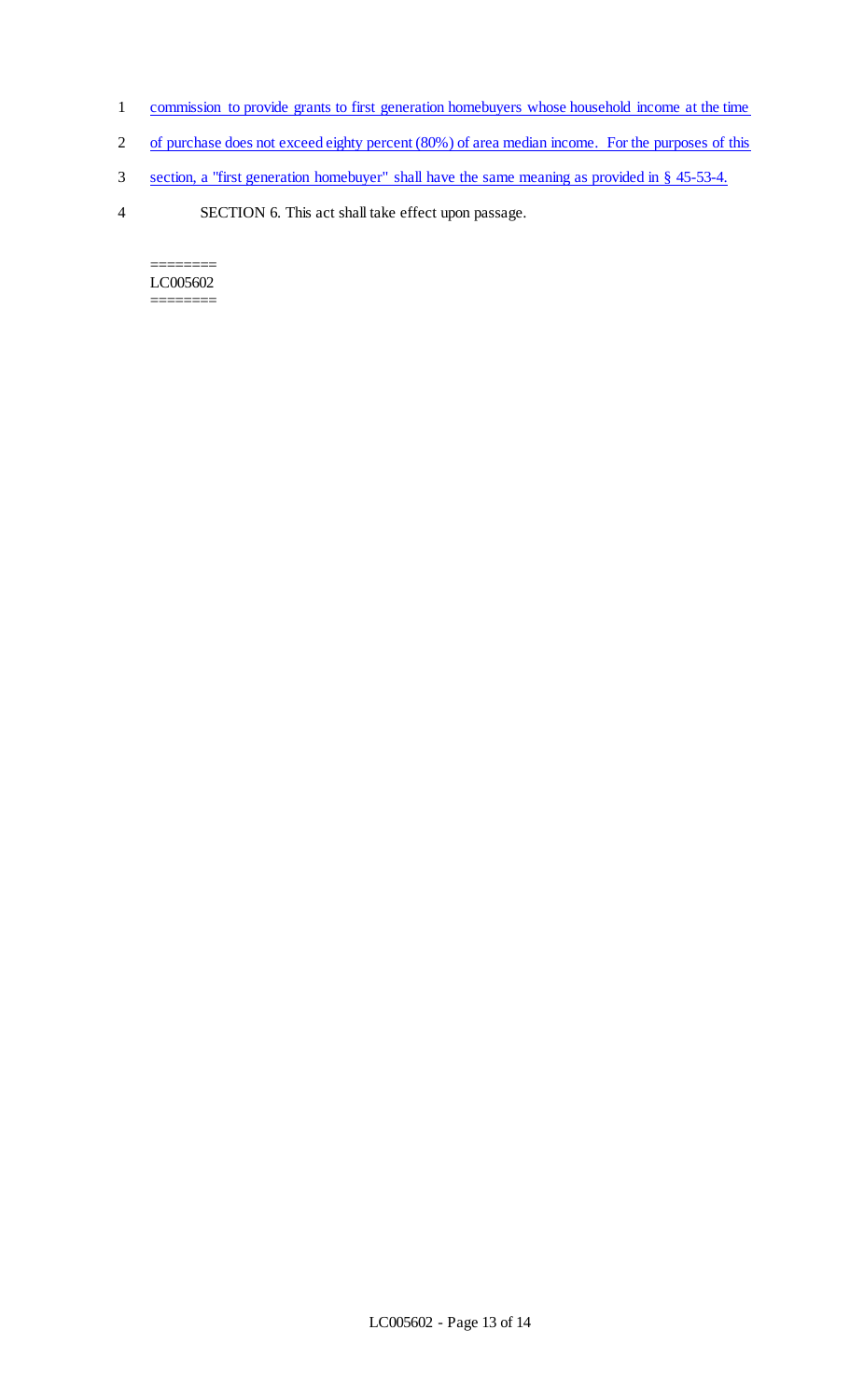commission to provide grants to first generation homebuyers whose household income at the time of purchase does not exceed eighty percent (80%) of area median income. For the purposes of this section, a "first generation homebuyer" shall have the same meaning as provided in § 45-53-4.

SECTION 6. This act shall take effect upon passage.

========
LC005602
========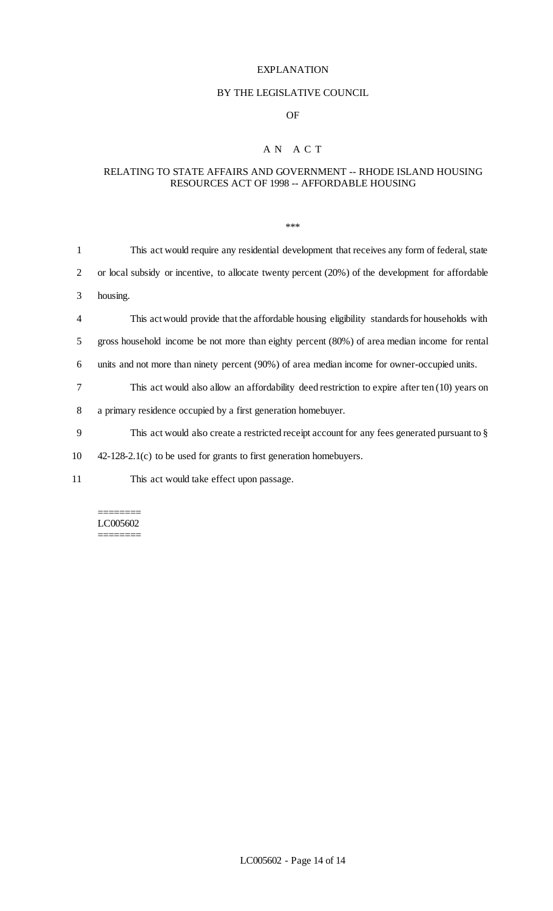EXPLANATION

BY THE LEGISLATIVE COUNCIL

OF

# A N A C T

## RELATING TO STATE AFFAIRS AND GOVERNMENT -- RHODE ISLAND HOUSING RESOURCES ACT OF 1998 -- AFFORDABLE HOUSING

***

This act would require any residential development that receives any form of federal, state or local subsidy or incentive, to allocate twenty percent (20%) of the development for affordable housing.

This act would provide that the affordable housing eligibility standards for households with gross household income be not more than eighty percent (80%) of area median income for rental units and not more than ninety percent (90%) of area median income for owner-occupied units.

This act would also allow an affordability deed restriction to expire after ten (10) years on a primary residence occupied by a first generation homebuyer.

This act would also create a restricted receipt account for any fees generated pursuant to § 42-128-2.1(c) to be used for grants to first generation homebuyers.

This act would take effect upon passage.

========
LC005602
========